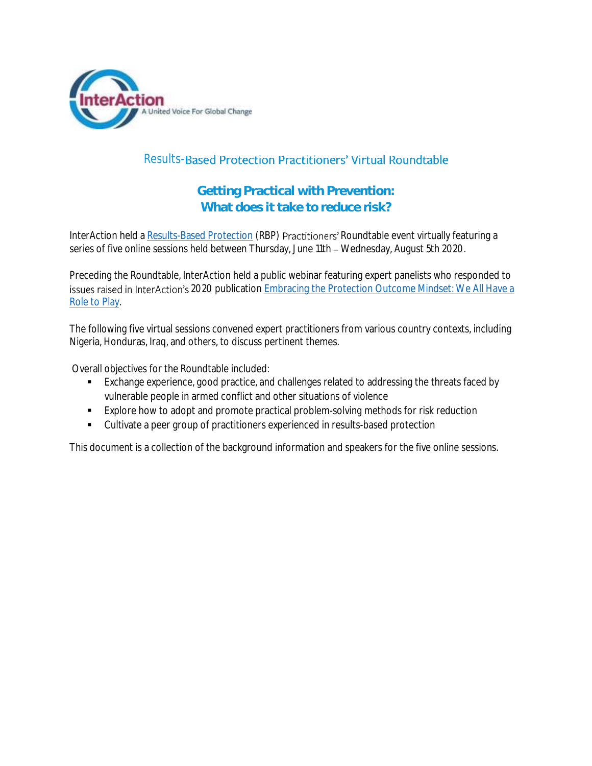InterAction
A United Voice For Global Change

## Results-Based Protection Practitioners' Virtual Roundtable

# Getting Practical with Prevention:
# What does it take to reduce risk?

InterAction held a Results-Based Protection (RBP) Practitioners' Roundtable event virtually featuring a series of five online sessions held between Thursday, June 11th – Wednesday, August 5th 2020.

Preceding the Roundtable, InterAction held a public webinar featuring expert panelists who responded to issues raised in InterAction's 2020 publication Embracing the Protection Outcome Mindset: We All Have a Role to Play.

The following five virtual sessions convened expert practitioners from various country contexts, including Nigeria, Honduras, Iraq, and others, to discuss pertinent themes.

Overall objectives for the Roundtable included:

- Exchange experience, good practice, and challenges related to addressing the threats faced by vulnerable people in armed conflict and other situations of violence
- Explore how to adopt and promote practical problem-solving methods for risk reduction
- Cultivate a peer group of practitioners experienced in results-based protection

This document is a collection of the background information and speakers for the five online sessions.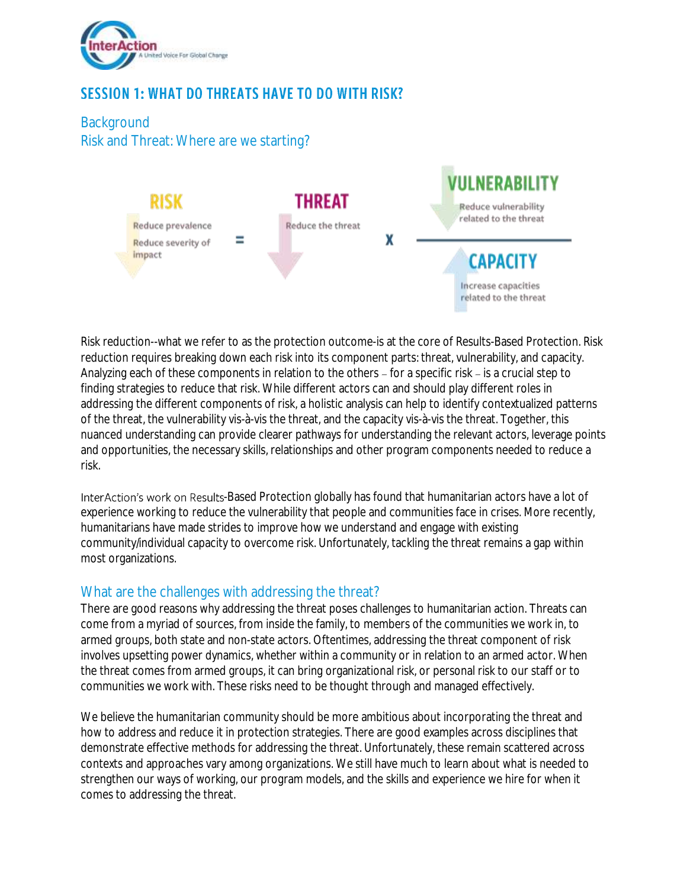## SESSION 1: WHAT DO THREATS HAVE TO DO WITH RISK?

### Background

### Risk and Threat: Where are we starting?

**RISK** = **THREAT** x **VULNERABILITY** / **CAPACITY**

- RISK: Reduce prevalence; Reduce severity of impact
- THREAT: Reduce the threat
- VULNERABILITY: Reduce vulnerability related to the threat
- CAPACITY: Increase capacities related to the threat

Risk reduction--what we refer to as the protection outcome-is at the core of Results-Based Protection. Risk reduction requires breaking down each risk into its component parts: threat, vulnerability, and capacity. Analyzing each of these components in relation to the others – for a specific risk – is a crucial step to finding strategies to reduce that risk. While different actors can and should play different roles in addressing the different components of risk, a holistic analysis can help to identify contextualized patterns of the threat, the vulnerability vis-à-vis the threat, and the capacity vis-à-vis the threat. Together, this nuanced understanding can provide clearer pathways for understanding the relevant actors, leverage points and opportunities, the necessary skills, relationships and other program components needed to reduce a risk.

InterAction's work on Results-Based Protection globally has found that humanitarian actors have a lot of experience working to reduce the vulnerability that people and communities face in crises. More recently, humanitarians have made strides to improve how we understand and engage with existing community/individual capacity to overcome risk. Unfortunately, tackling the threat remains a gap within most organizations.

### What are the challenges with addressing the threat?

There are good reasons why addressing the threat poses challenges to humanitarian action. Threats can come from a myriad of sources, from inside the family, to members of the communities we work in, to armed groups, both state and non-state actors. Oftentimes, addressing the threat component of risk involves upsetting power dynamics, whether within a community or in relation to an armed actor. When the threat comes from armed groups, it can bring organizational risk, or personal risk to our staff or to communities we work with. These risks need to be thought through and managed effectively.

We believe the humanitarian community should be more ambitious about incorporating the threat and how to address and reduce it in protection strategies. There are good examples across disciplines that demonstrate effective methods for addressing the threat. Unfortunately, these remain scattered across contexts and approaches vary among organizations. We still have much to learn about what is needed to strengthen our ways of working, our program models, and the skills and experience we hire for when it comes to addressing the threat.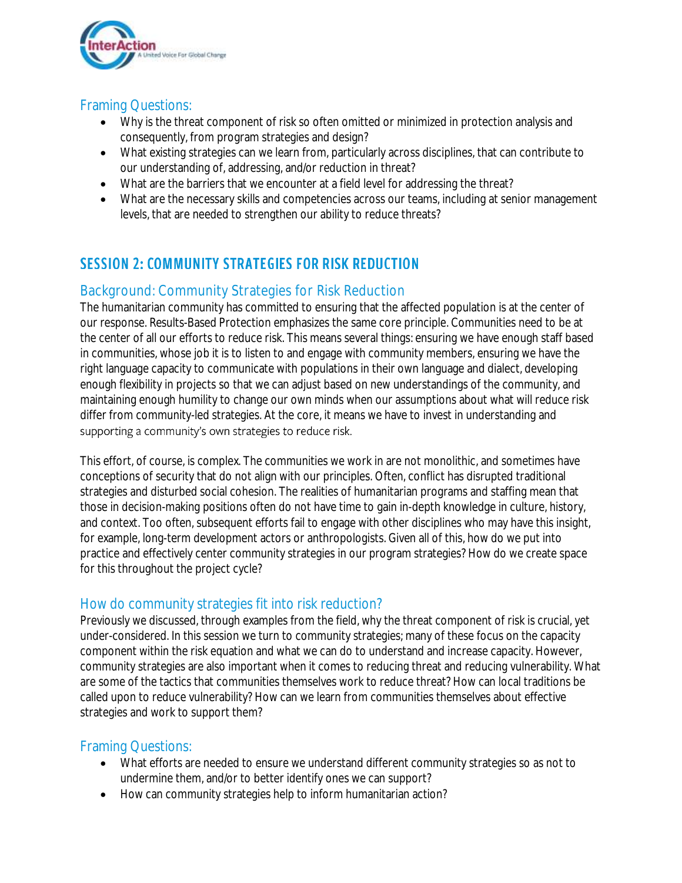### Framing Questions:

- Why is the threat component of risk so often omitted or minimized in protection analysis and consequently, from program strategies and design?
- What existing strategies can we learn from, particularly across disciplines, that can contribute to our understanding of, addressing, and/or reduction in threat?
- What are the barriers that we encounter at a field level for addressing the threat?
- What are the necessary skills and competencies across our teams, including at senior management levels, that are needed to strengthen our ability to reduce threats?

## SESSION 2: COMMUNITY STRATEGIES FOR RISK REDUCTION

### Background: Community Strategies for Risk Reduction

The humanitarian community has committed to ensuring that the affected population is at the center of our response. Results-Based Protection emphasizes the same core principle. Communities need to be at the center of all our efforts to reduce risk. This means several things: ensuring we have enough staff based in communities, whose job it is to listen to and engage with community members, ensuring we have the right language capacity to communicate with populations in their own language and dialect, developing enough flexibility in projects so that we can adjust based on new understandings of the community, and maintaining enough humility to change our own minds when our assumptions about what will reduce risk differ from community-led strategies. At the core, it means we have to invest in understanding and supporting a community's own strategies to reduce risk.

This effort, of course, is complex. The communities we work in are not monolithic, and sometimes have conceptions of security that do not align with our principles. Often, conflict has disrupted traditional strategies and disturbed social cohesion. The realities of humanitarian programs and staffing mean that those in decision-making positions often do not have time to gain in-depth knowledge in culture, history, and context. Too often, subsequent efforts fail to engage with other disciplines who may have this insight, for example, long-term development actors or anthropologists. Given all of this, how do we put into practice and effectively center community strategies in our program strategies? How do we create space for this throughout the project cycle?

### How do community strategies fit into risk reduction?

Previously we discussed, through examples from the field, why the threat component of risk is crucial, yet under-considered. In this session we turn to community strategies; many of these focus on the capacity component within the risk equation and what we can do to understand and increase capacity. However, community strategies are also important when it comes to reducing threat and reducing vulnerability. What are some of the tactics that communities themselves work to reduce threat? How can local traditions be called upon to reduce vulnerability? How can we learn from communities themselves about effective strategies and work to support them?

### Framing Questions:

- What efforts are needed to ensure we understand different community strategies so as not to undermine them, and/or to better identify ones we can support?
- How can community strategies help to inform humanitarian action?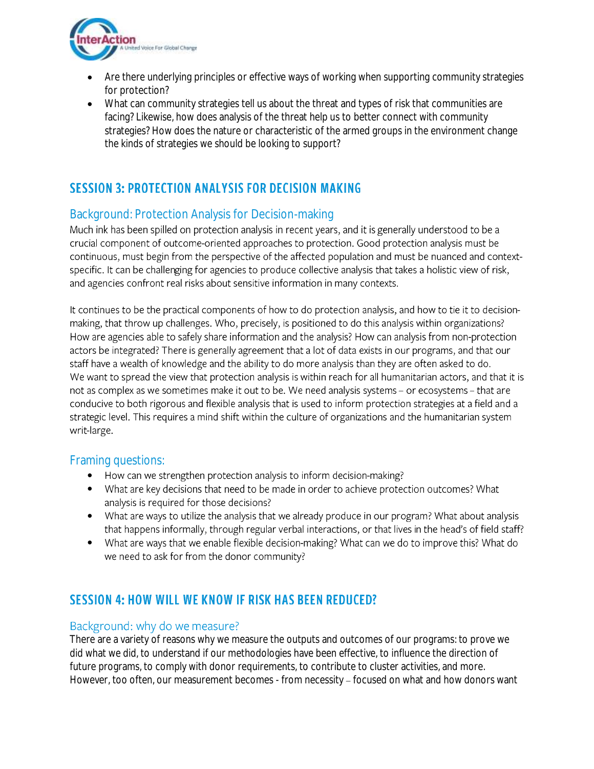- Are there underlying principles or effective ways of working when supporting community strategies for protection?
- What can community strategies tell us about the threat and types of risk that communities are facing? Likewise, how does analysis of the threat help us to better connect with community strategies? How does the nature or characteristic of the armed groups in the environment change the kinds of strategies we should be looking to support?

## SESSION 3: PROTECTION ANALYSIS FOR DECISION MAKING

### Background: Protection Analysis for Decision-making

Much ink has been spilled on protection analysis in recent years, and it is generally understood to be a crucial component of outcome-oriented approaches to protection. Good protection analysis must be continuous, must begin from the perspective of the affected population and must be nuanced and context-specific. It can be challenging for agencies to produce collective analysis that takes a holistic view of risk, and agencies confront real risks about sensitive information in many contexts.

It continues to be the practical components of how to do protection analysis, and how to tie it to decision-making, that throw up challenges. Who, precisely, is positioned to do this analysis within organizations? How are agencies able to safely share information and the analysis? How can analysis from non-protection actors be integrated? There is generally agreement that a lot of data exists in our programs, and that our staff have a wealth of knowledge and the ability to do more analysis than they are often asked to do. We want to spread the view that protection analysis is within reach for all humanitarian actors, and that it is not as complex as we sometimes make it out to be. We need analysis systems – or ecosystems – that are conducive to both rigorous and flexible analysis that is used to inform protection strategies at a field and a strategic level. This requires a mind shift within the culture of organizations and the humanitarian system writ-large.

### Framing questions:

- How can we strengthen protection analysis to inform decision-making?
- What are key decisions that need to be made in order to achieve protection outcomes? What analysis is required for those decisions?
- What are ways to utilize the analysis that we already produce in our program? What about analysis that happens informally, through regular verbal interactions, or that lives in the head's of field staff?
- What are ways that we enable flexible decision-making? What can we do to improve this? What do we need to ask for from the donor community?

## SESSION 4: HOW WILL WE KNOW IF RISK HAS BEEN REDUCED?

### Background: why do we measure?

There are a variety of reasons why we measure the outputs and outcomes of our programs: to prove we did what we did, to understand if our methodologies have been effective, to influence the direction of future programs, to comply with donor requirements, to contribute to cluster activities, and more. However, too often, our measurement becomes - from necessity – focused on what and how donors want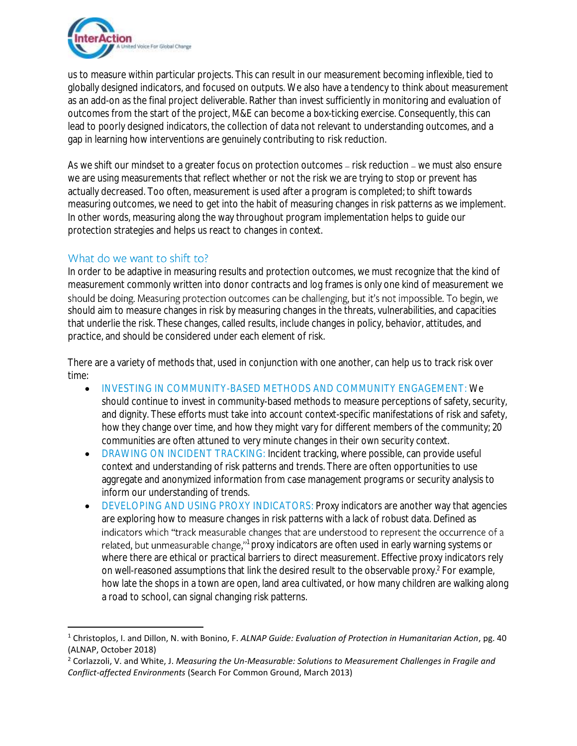us to measure within particular projects. This can result in our measurement becoming inflexible, tied to globally designed indicators, and focused on outputs. We also have a tendency to think about measurement as an add-on as the final project deliverable. Rather than invest sufficiently in monitoring and evaluation of outcomes from the start of the project, M&E can become a box-ticking exercise. Consequently, this can lead to poorly designed indicators, the collection of data not relevant to understanding outcomes, and a gap in learning how interventions are genuinely contributing to risk reduction.

As we shift our mindset to a greater focus on protection outcomes – risk reduction – we must also ensure we are using measurements that reflect whether or not the risk we are trying to stop or prevent has actually decreased. Too often, measurement is used after a program is completed; to shift towards measuring outcomes, we need to get into the habit of measuring changes in risk patterns as we implement. In other words, measuring along the way throughout program implementation helps to guide our protection strategies and helps us react to changes in context.

## What do we want to shift to?

In order to be adaptive in measuring results and protection outcomes, we must recognize that the kind of measurement commonly written into donor contracts and log frames is only one kind of measurement we should be doing. Measuring protection outcomes can be challenging, but it's not impossible. To begin, we should aim to measure changes in risk by measuring changes in the threats, vulnerabilities, and capacities that underlie the risk. These changes, called results, include changes in policy, behavior, attitudes, and practice, and should be considered under each element of risk.

There are a variety of methods that, used in conjunction with one another, can help us to track risk over time:

- INVESTING IN COMMUNITY-BASED METHODS AND COMMUNITY ENGAGEMENT: We should continue to invest in community-based methods to measure perceptions of safety, security, and dignity. These efforts must take into account context-specific manifestations of risk and safety, how they change over time, and how they might vary for different members of the community; 20 communities are often attuned to very minute changes in their own security context.
- DRAWING ON INCIDENT TRACKING: Incident tracking, where possible, can provide useful context and understanding of risk patterns and trends. There are often opportunities to use aggregate and anonymized information from case management programs or security analysis to inform our understanding of trends.
- DEVELOPING AND USING PROXY INDICATORS: Proxy indicators are another way that agencies are exploring how to measure changes in risk patterns with a lack of robust data. Defined as indicators which "track measurable changes that are understood to represent the occurrence of a related, but unmeasurable change,"[1] proxy indicators are often used in early warning systems or where there are ethical or practical barriers to direct measurement. Effective proxy indicators rely on well-reasoned assumptions that link the desired result to the observable proxy.[2] For example, how late the shops in a town are open, land area cultivated, or how many children are walking along a road to school, can signal changing risk patterns.

---

[1] Christoplos, I. and Dillon, N. with Bonino, F. *ALNAP Guide: Evaluation of Protection in Humanitarian Action*, pg. 40 (ALNAP, October 2018)

[2] Corlazzoli, V. and White, J. *Measuring the Un-Measurable: Solutions to Measurement Challenges in Fragile and Conflict-affected Environments* (Search For Common Ground, March 2013)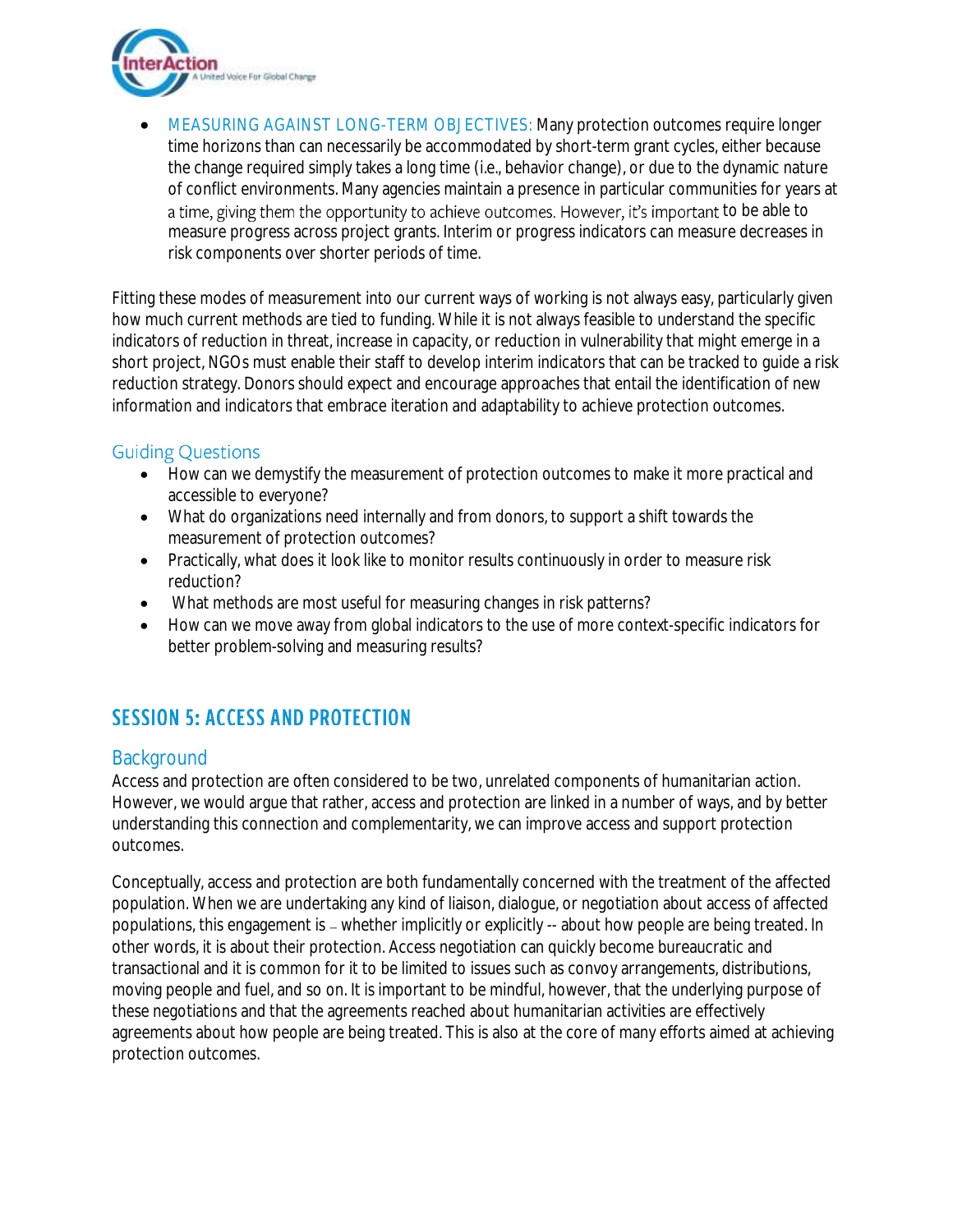- MEASURING AGAINST LONG-TERM OBJECTIVES: Many protection outcomes require longer time horizons than can necessarily be accommodated by short-term grant cycles, either because the change required simply takes a long time (i.e., behavior change), or due to the dynamic nature of conflict environments. Many agencies maintain a presence in particular communities for years at a time, giving them the opportunity to achieve outcomes. However, it's important to be able to measure progress across project grants. Interim or progress indicators can measure decreases in risk components over shorter periods of time.

Fitting these modes of measurement into our current ways of working is not always easy, particularly given how much current methods are tied to funding. While it is not always feasible to understand the specific indicators of reduction in threat, increase in capacity, or reduction in vulnerability that might emerge in a short project, NGOs must enable their staff to develop interim indicators that can be tracked to guide a risk reduction strategy. Donors should expect and encourage approaches that entail the identification of new information and indicators that embrace iteration and adaptability to achieve protection outcomes.

### Guiding Questions

- How can we demystify the measurement of protection outcomes to make it more practical and accessible to everyone?
- What do organizations need internally and from donors, to support a shift towards the measurement of protection outcomes?
- Practically, what does it look like to monitor results continuously in order to measure risk reduction?
- What methods are most useful for measuring changes in risk patterns?
- How can we move away from global indicators to the use of more context-specific indicators for better problem-solving and measuring results?

## SESSION 5: ACCESS AND PROTECTION

### Background

Access and protection are often considered to be two, unrelated components of humanitarian action. However, we would argue that rather, access and protection are linked in a number of ways, and by better understanding this connection and complementarity, we can improve access and support protection outcomes.

Conceptually, access and protection are both fundamentally concerned with the treatment of the affected population. When we are undertaking any kind of liaison, dialogue, or negotiation about access of affected populations, this engagement is – whether implicitly or explicitly -- about how people are being treated. In other words, it is about their protection. Access negotiation can quickly become bureaucratic and transactional and it is common for it to be limited to issues such as convoy arrangements, distributions, moving people and fuel, and so on. It is important to be mindful, however, that the underlying purpose of these negotiations and that the agreements reached about humanitarian activities are effectively agreements about how people are being treated. This is also at the core of many efforts aimed at achieving protection outcomes.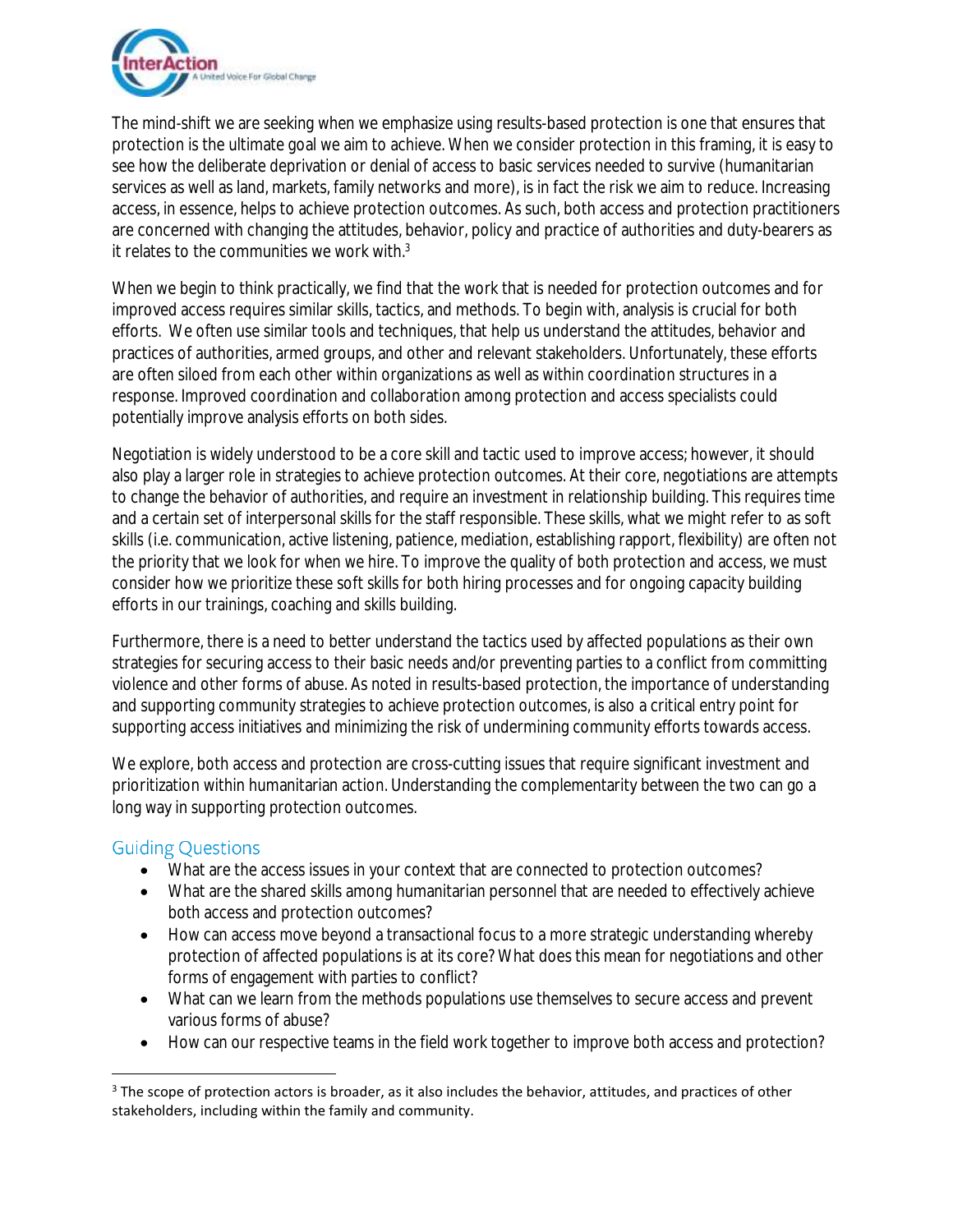The mind-shift we are seeking when we emphasize using results-based protection is one that ensures that protection is the ultimate goal we aim to achieve. When we consider protection in this framing, it is easy to see how the deliberate deprivation or denial of access to basic services needed to survive (humanitarian services as well as land, markets, family networks and more), is in fact the risk we aim to reduce. Increasing access, in essence, helps to achieve protection outcomes. As such, both access and protection practitioners are concerned with changing the attitudes, behavior, policy and practice of authorities and duty-bearers as it relates to the communities we work with.[3]

When we begin to think practically, we find that the work that is needed for protection outcomes and for improved access requires similar skills, tactics, and methods. To begin with, analysis is crucial for both efforts. We often use similar tools and techniques, that help us understand the attitudes, behavior and practices of authorities, armed groups, and other and relevant stakeholders. Unfortunately, these efforts are often siloed from each other within organizations as well as within coordination structures in a response. Improved coordination and collaboration among protection and access specialists could potentially improve analysis efforts on both sides.

Negotiation is widely understood to be a core skill and tactic used to improve access; however, it should also play a larger role in strategies to achieve protection outcomes. At their core, negotiations are attempts to change the behavior of authorities, and require an investment in relationship building. This requires time and a certain set of interpersonal skills for the staff responsible. These skills, what we might refer to as soft skills (i.e. communication, active listening, patience, mediation, establishing rapport, flexibility) are often not the priority that we look for when we hire. To improve the quality of both protection and access, we must consider how we prioritize these soft skills for both hiring processes and for ongoing capacity building efforts in our trainings, coaching and skills building.

Furthermore, there is a need to better understand the tactics used by affected populations as their own strategies for securing access to their basic needs and/or preventing parties to a conflict from committing violence and other forms of abuse. As noted in results-based protection, the importance of understanding and supporting community strategies to achieve protection outcomes, is also a critical entry point for supporting access initiatives and minimizing the risk of undermining community efforts towards access.

We explore, both access and protection are cross-cutting issues that require significant investment and prioritization within humanitarian action. Understanding the complementarity between the two can go a long way in supporting protection outcomes.

## Guiding Questions

- What are the access issues in your context that are connected to protection outcomes?
- What are the shared skills among humanitarian personnel that are needed to effectively achieve both access and protection outcomes?
- How can access move beyond a transactional focus to a more strategic understanding whereby protection of affected populations is at its core? What does this mean for negotiations and other forms of engagement with parties to conflict?
- What can we learn from the methods populations use themselves to secure access and prevent various forms of abuse?
- How can our respective teams in the field work together to improve both access and protection?

[3] The scope of protection actors is broader, as it also includes the behavior, attitudes, and practices of other stakeholders, including within the family and community.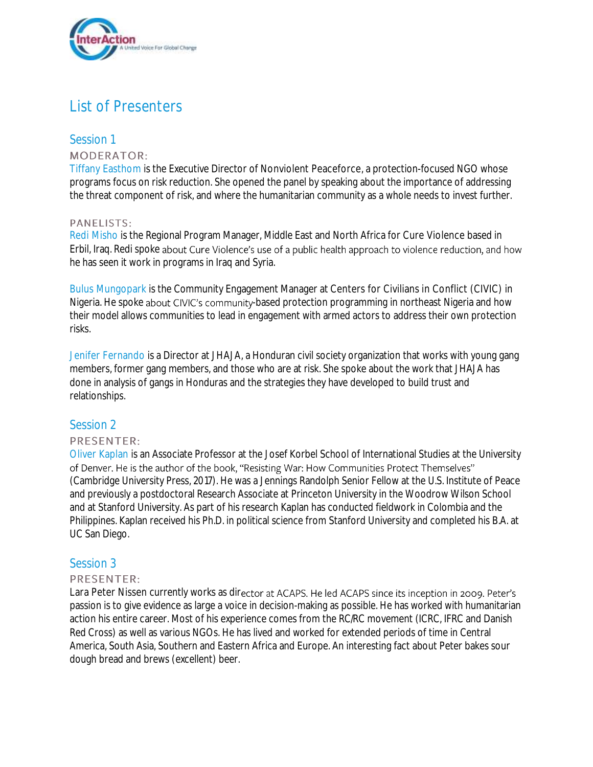# List of Presenters

## Session 1

### MODERATOR:

Tiffany Easthom is the Executive Director of Nonviolent Peaceforce, a protection-focused NGO whose programs focus on risk reduction. She opened the panel by speaking about the importance of addressing the threat component of risk, and where the humanitarian community as a whole needs to invest further.

### PANELISTS:

Redi Misho is the Regional Program Manager, Middle East and North Africa for Cure Violence based in Erbil, Iraq. Redi spoke about Cure Violence's use of a public health approach to violence reduction, and how he has seen it work in programs in Iraq and Syria.

Bulus Mungopark is the Community Engagement Manager at Centers for Civilians in Conflict (CIVIC) in Nigeria. He spoke about CIVIC's community-based protection programming in northeast Nigeria and how their model allows communities to lead in engagement with armed actors to address their own protection risks.

Jenifer Fernando is a Director at JHAJA, a Honduran civil society organization that works with young gang members, former gang members, and those who are at risk. She spoke about the work that JHAJA has done in analysis of gangs in Honduras and the strategies they have developed to build trust and relationships.

## Session 2

### PRESENTER:

Oliver Kaplan is an Associate Professor at the Josef Korbel School of International Studies at the University of Denver. He is the author of the book, "Resisting War: How Communities Protect Themselves" (Cambridge University Press, 2017). He was a Jennings Randolph Senior Fellow at the U.S. Institute of Peace and previously a postdoctoral Research Associate at Princeton University in the Woodrow Wilson School and at Stanford University. As part of his research Kaplan has conducted fieldwork in Colombia and the Philippines. Kaplan received his Ph.D. in political science from Stanford University and completed his B.A. at UC San Diego.

## Session 3

### PRESENTER:

Lara Peter Nissen currently works as director at ACAPS. He led ACAPS since its inception in 2009. Peter's passion is to give evidence as large a voice in decision-making as possible. He has worked with humanitarian action his entire career. Most of his experience comes from the RC/RC movement (ICRC, IFRC and Danish Red Cross) as well as various NGOs. He has lived and worked for extended periods of time in Central America, South Asia, Southern and Eastern Africa and Europe. An interesting fact about Peter bakes sour dough bread and brews (excellent) beer.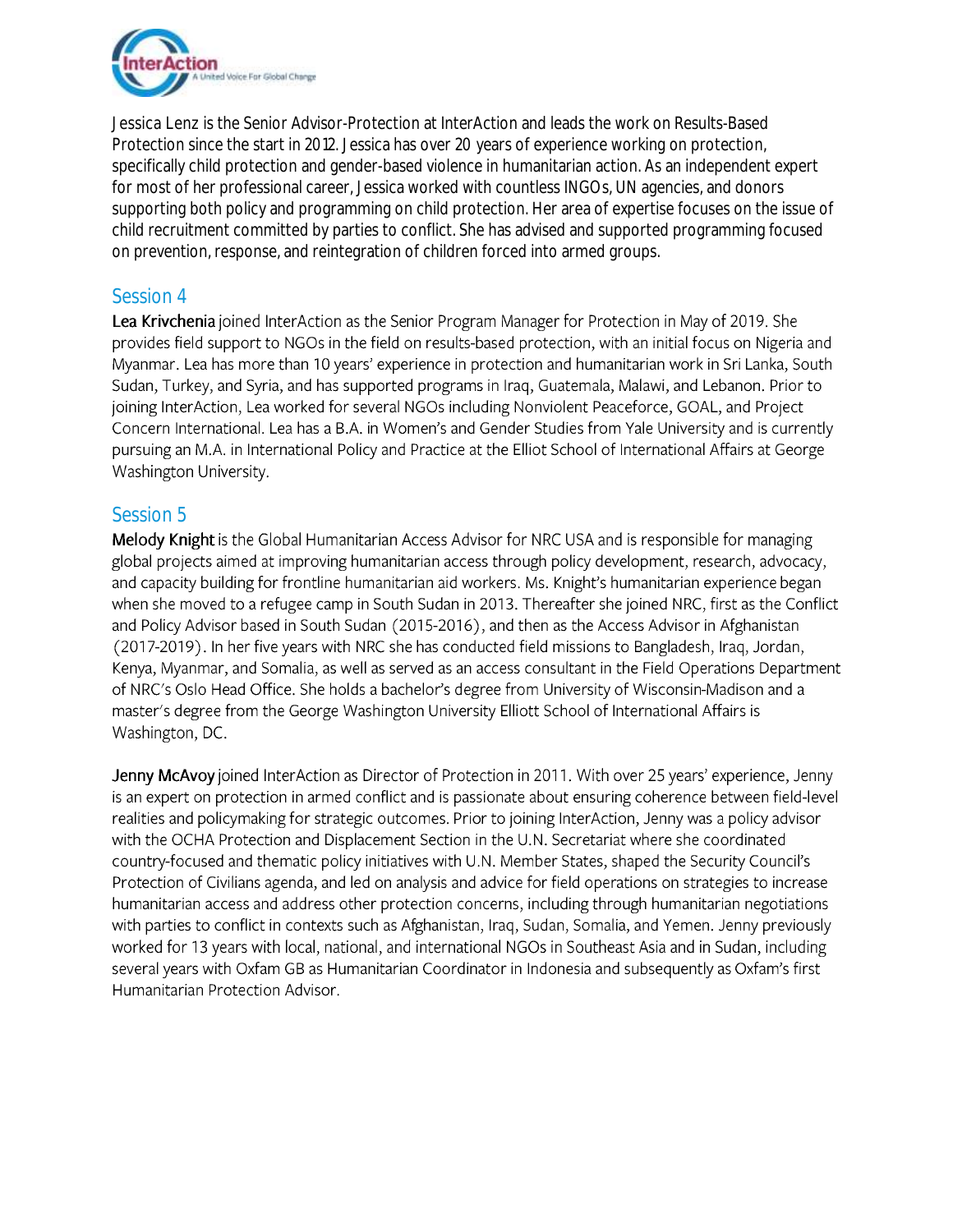Jessica Lenz is the Senior Advisor-Protection at InterAction and leads the work on Results-Based Protection since the start in 2012. Jessica has over 20 years of experience working on protection, specifically child protection and gender-based violence in humanitarian action. As an independent expert for most of her professional career, Jessica worked with countless INGOs, UN agencies, and donors supporting both policy and programming on child protection. Her area of expertise focuses on the issue of child recruitment committed by parties to conflict. She has advised and supported programming focused on prevention, response, and reintegration of children forced into armed groups.

## Session 4

**Lea Krivchenia** joined InterAction as the Senior Program Manager for Protection in May of 2019. She provides field support to NGOs in the field on results-based protection, with an initial focus on Nigeria and Myanmar. Lea has more than 10 years' experience in protection and humanitarian work in Sri Lanka, South Sudan, Turkey, and Syria, and has supported programs in Iraq, Guatemala, Malawi, and Lebanon. Prior to joining InterAction, Lea worked for several NGOs including Nonviolent Peaceforce, GOAL, and Project Concern International. Lea has a B.A. in Women's and Gender Studies from Yale University and is currently pursuing an M.A. in International Policy and Practice at the Elliot School of International Affairs at George Washington University.

## Session 5

**Melody Knight** is the Global Humanitarian Access Advisor for NRC USA and is responsible for managing global projects aimed at improving humanitarian access through policy development, research, advocacy, and capacity building for frontline humanitarian aid workers. Ms. Knight's humanitarian experience began when she moved to a refugee camp in South Sudan in 2013. Thereafter she joined NRC, first as the Conflict and Policy Advisor based in South Sudan (2015-2016), and then as the Access Advisor in Afghanistan (2017-2019). In her five years with NRC she has conducted field missions to Bangladesh, Iraq, Jordan, Kenya, Myanmar, and Somalia, as well as served as an access consultant in the Field Operations Department of NRC's Oslo Head Office. She holds a bachelor's degree from University of Wisconsin-Madison and a master's degree from the George Washington University Elliott School of International Affairs is Washington, DC.

**Jenny McAvoy** joined InterAction as Director of Protection in 2011. With over 25 years' experience, Jenny is an expert on protection in armed conflict and is passionate about ensuring coherence between field-level realities and policymaking for strategic outcomes. Prior to joining InterAction, Jenny was a policy advisor with the OCHA Protection and Displacement Section in the U.N. Secretariat where she coordinated country-focused and thematic policy initiatives with U.N. Member States, shaped the Security Council's Protection of Civilians agenda, and led on analysis and advice for field operations on strategies to increase humanitarian access and address other protection concerns, including through humanitarian negotiations with parties to conflict in contexts such as Afghanistan, Iraq, Sudan, Somalia, and Yemen. Jenny previously worked for 13 years with local, national, and international NGOs in Southeast Asia and in Sudan, including several years with Oxfam GB as Humanitarian Coordinator in Indonesia and subsequently as Oxfam's first Humanitarian Protection Advisor.